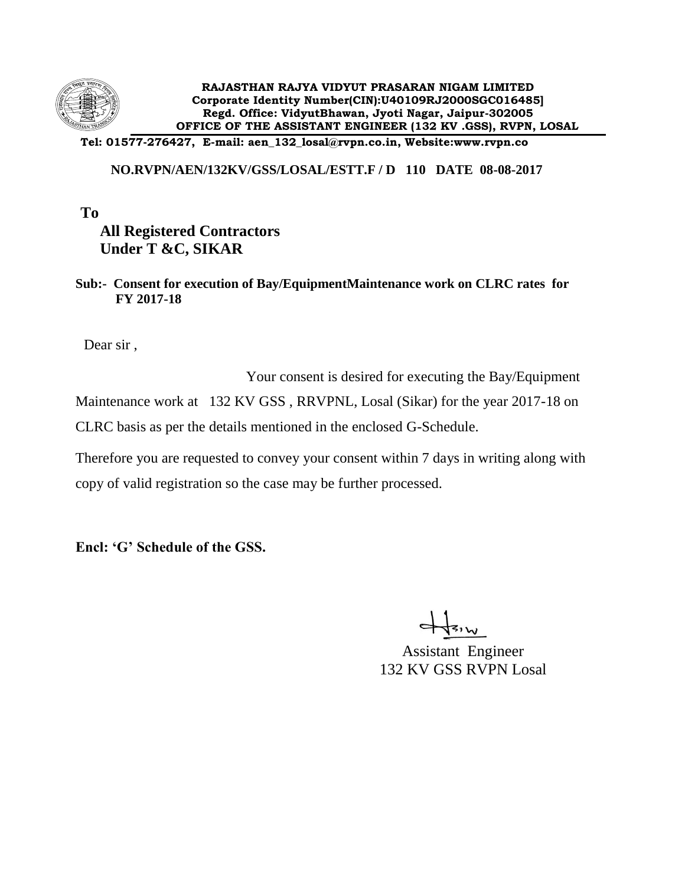**RAJASTHAN RAJYA VIDYUT PRASARAN NIGAM LIMITED**
**Corporate Identity Number(CIN):U40109RJ2000SGC016485]**
**Regd. Office: VidyutBhawan, Jyoti Nagar, Jaipur-302005**
**OFFICE OF THE ASSISTANT ENGINEER (132 KV .GSS), RVPN, LOSAL**

**Tel: 01577-276427, E-mail: aen_132_losal@rvpn.co.in, Website:www.rvpn.co**

**NO.RVPN/AEN/132KV/GSS/LOSAL/ESTT.F / D 110 DATE 08-08-2017**

**To**

**All Registered Contractors**
**Under T &C, SIKAR**

**Sub:- Consent for execution of Bay/EquipmentMaintenance work on CLRC rates for FY 2017-18**

Dear sir ,

Your consent is desired for executing the Bay/Equipment Maintenance work at 132 KV GSS , RRVPNL, Losal (Sikar) for the year 2017-18 on CLRC basis as per the details mentioned in the enclosed G-Schedule.

Therefore you are requested to convey your consent within 7 days in writing along with copy of valid registration so the case may be further processed.

**Encl: 'G' Schedule of the GSS.**

Assistant Engineer
132 KV GSS RVPN Losal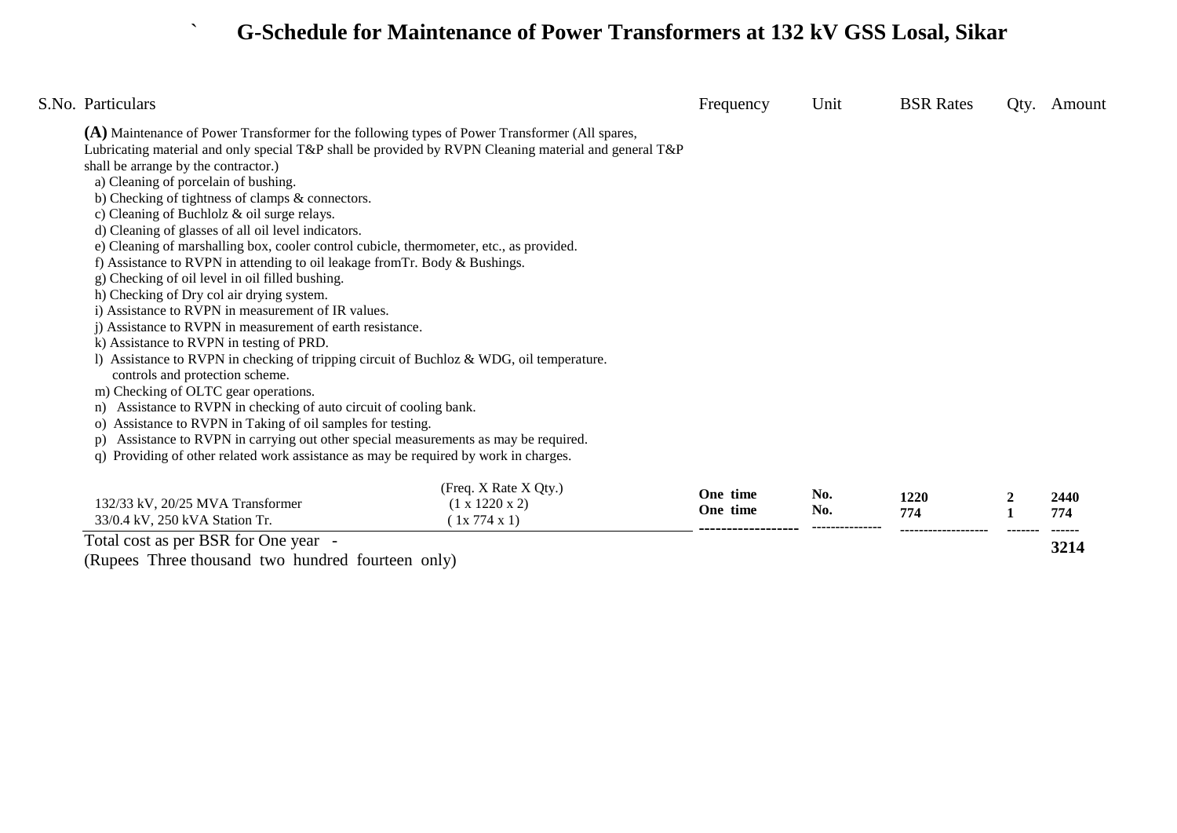# G-Schedule for Maintenance of Power Transformers at 132 kV GSS Losal, Sikar

| S.No. | Particulars | | Frequency | Unit | BSR Rates | Qty. | Amount |
|---|---|---|---|---|---|---|---|
| | **(A)** Maintenance of Power Transformer for the following types of Power Transformer (All spares, Lubricating material and only special T&P shall be provided by RVPN Cleaning material and general T&P shall be arrange by the contractor.) | | | | | | |

a) Cleaning of porcelain of bushing.
b) Checking of tightness of clamps & connectors.
c) Cleaning of Buchlolz & oil surge relays.
d) Cleaning of glasses of all oil level indicators.
e) Cleaning of marshalling box, cooler control cubicle, thermometer, etc., as provided.
f) Assistance to RVPN in attending to oil leakage fromTr. Body & Bushings.
g) Checking of oil level in oil filled bushing.
h) Checking of Dry col air drying system.
i) Assistance to RVPN in measurement of IR values.
j) Assistance to RVPN in measurement of earth resistance.
k) Assistance to RVPN in testing of PRD.
l) Assistance to RVPN in checking of tripping circuit of Buchloz & WDG, oil temperature. controls and protection scheme.
m) Checking of OLTC gear operations.
n) Assistance to RVPN in checking of auto circuit of cooling bank.
o) Assistance to RVPN in Taking of oil samples for testing.
p) Assistance to RVPN in carrying out other special measurements as may be required.
q) Providing of other related work assistance as may be required by work in charges.

| Particulars | (Freq. X Rate X Qty.) | Frequency | Unit | BSR Rates | Qty. | Amount |
|---|---|---|---|---|---|---|
| 132/33 kV, 20/25 MVA Transformer | (1 x 1220 x 2) | **One time** | **No.** | **1220** | **2** | **2440** |
| 33/0.4 kV, 250 kVA Station Tr. | ( 1x 774 x 1) | **One time** | **No.** | **774** | **1** | **774** |
| Total cost as per BSR for One year - | | | | | | **3214** |

(Rupees Three thousand two hundred fourteen only)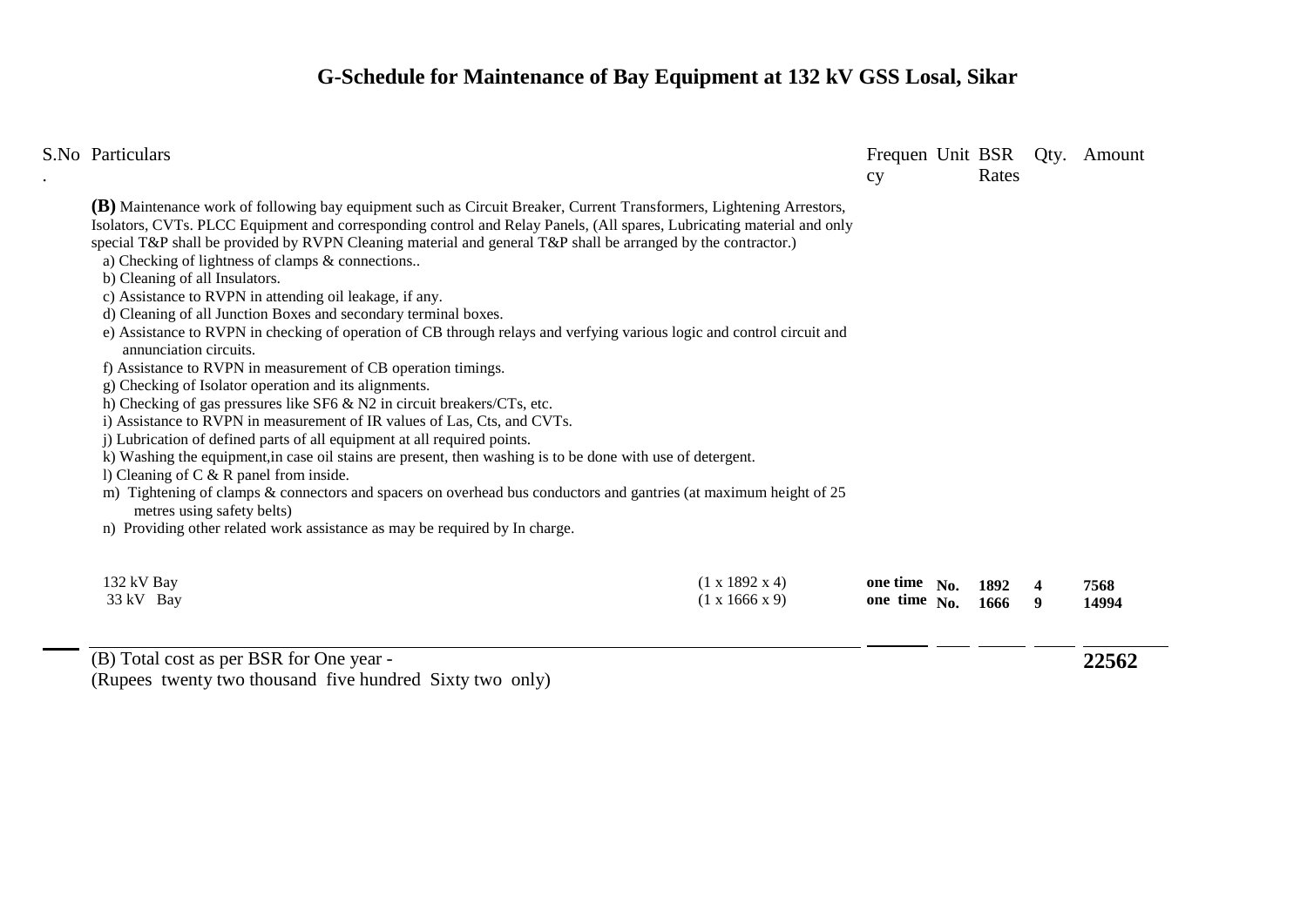# G-Schedule for Maintenance of Bay Equipment at 132 kV GSS Losal, Sikar

| S.No. | Particulars | | Frequency | Unit | BSR Rates | Qty. | Amount |
|---|---|---|---|---|---|---|---|
| | **(B)** Maintenance work of following bay equipment such as Circuit Breaker, Current Transformers, Lightening Arrestors, Isolators, CVTs. PLCC Equipment and corresponding control and Relay Panels, (All spares, Lubricating material and only special T&P shall be provided by RVPN Cleaning material and general T&P shall be arranged by the contractor.)<br>a) Checking of lightness of clamps & connections..<br>b) Cleaning of all Insulators.<br>c) Assistance to RVPN in attending oil leakage, if any.<br>d) Cleaning of all Junction Boxes and secondary terminal boxes.<br>e) Assistance to RVPN in checking of operation of CB through relays and verfying various logic and control circuit and annunciation circuits.<br>f) Assistance to RVPN in measurement of CB operation timings.<br>g) Checking of Isolator operation and its alignments.<br>h) Checking of gas pressures like SF6 & N2 in circuit breakers/CTs, etc.<br>i) Assistance to RVPN in measurement of IR values of Las, Cts, and CVTs.<br>j) Lubrication of defined parts of all equipment at all required points.<br>k) Washing the equipment,in case oil stains are present, then washing is to be done with use of detergent.<br>l) Cleaning of C & R panel from inside.<br>m) Tightening of clamps & connectors and spacers on overhead bus conductors and gantries (at maximum height of 25 metres using safety belts)<br>n) Providing other related work assistance as may be required by In charge. | | | | | | |
| | 132 kV Bay | (1 x 1892 x 4) | **one time** | **No.** | **1892** | **4** | **7568** |
| | 33 kV Bay | (1 x 1666 x 9) | **one time** | **No.** | **1666** | **9** | **14994** |
| | (B) Total cost as per BSR for One year -<br>(Rupees twenty two thousand five hundred Sixty two only) | | | | | | **22562** |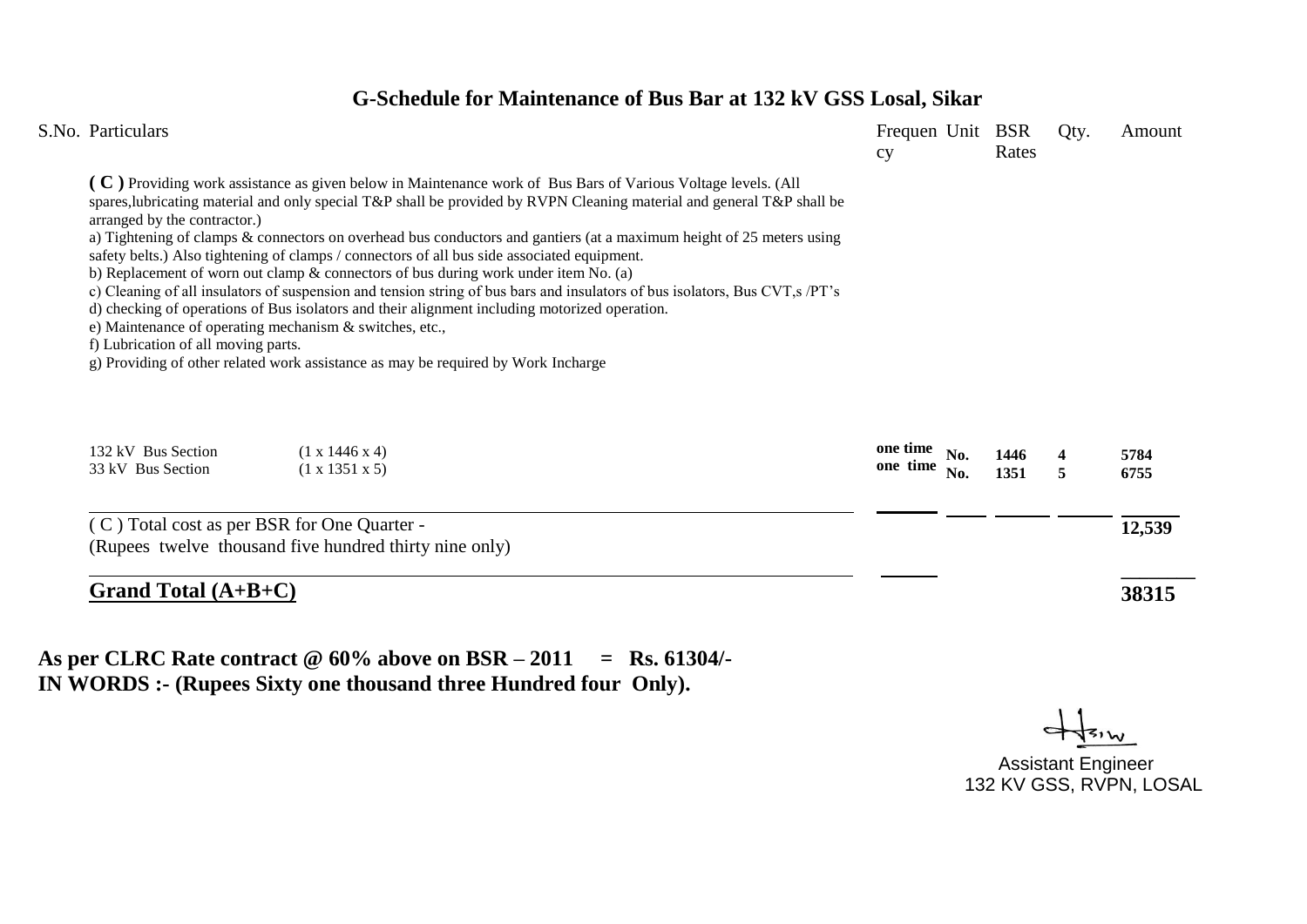## G-Schedule for Maintenance of Bus Bar at 132 kV GSS Losal, Sikar

| S.No. | Particulars | | Frequency | Unit | BSR Rates | Qty. | Amount |
|---|---|---|---|---|---|---|---|
| | **( C )** Providing work assistance as given below in Maintenance work of Bus Bars of Various Voltage levels. (All spares,lubricating material and only special T&P shall be provided by RVPN Cleaning material and general T&P shall be arranged by the contractor.)<br>a) Tightening of clamps & connectors on overhead bus conductors and gantiers (at a maximum height of 25 meters using safety belts.) Also tightening of clamps / connectors of all bus side associated equipment.<br>b) Replacement of worn out clamp & connectors of bus during work under item No. (a)<br>c) Cleaning of all insulators of suspension and tension string of bus bars and insulators of bus isolators, Bus CVT,s /PT's<br>d) checking of operations of Bus isolators and their alignment including motorized operation.<br>e) Maintenance of operating mechanism & switches, etc.,<br>f) Lubrication of all moving parts.<br>g) Providing of other related work assistance as may be required by Work Incharge | | | | | | |
| | 132 kV Bus Section | (1 x 1446 x 4) | **one time** | **No.** | **1446** | **4** | **5784** |
| | 33 kV Bus Section | (1 x 1351 x 5) | **one time** | **No.** | **1351** | **5** | **6755** |
| | ( C ) Total cost as per BSR for One Quarter -<br>(Rupees twelve thousand five hundred thirty nine only) | | | | | | **12,539** |
| | **Grand Total (A+B+C)** | | | | | | **38315** |

**As per CLRC Rate contract @ 60% above on BSR – 2011 = Rs. 61304/-**
**IN WORDS :- (Rupees Sixty one thousand three Hundred four Only).**

Assistant Engineer
132 KV GSS, RVPN, LOSAL